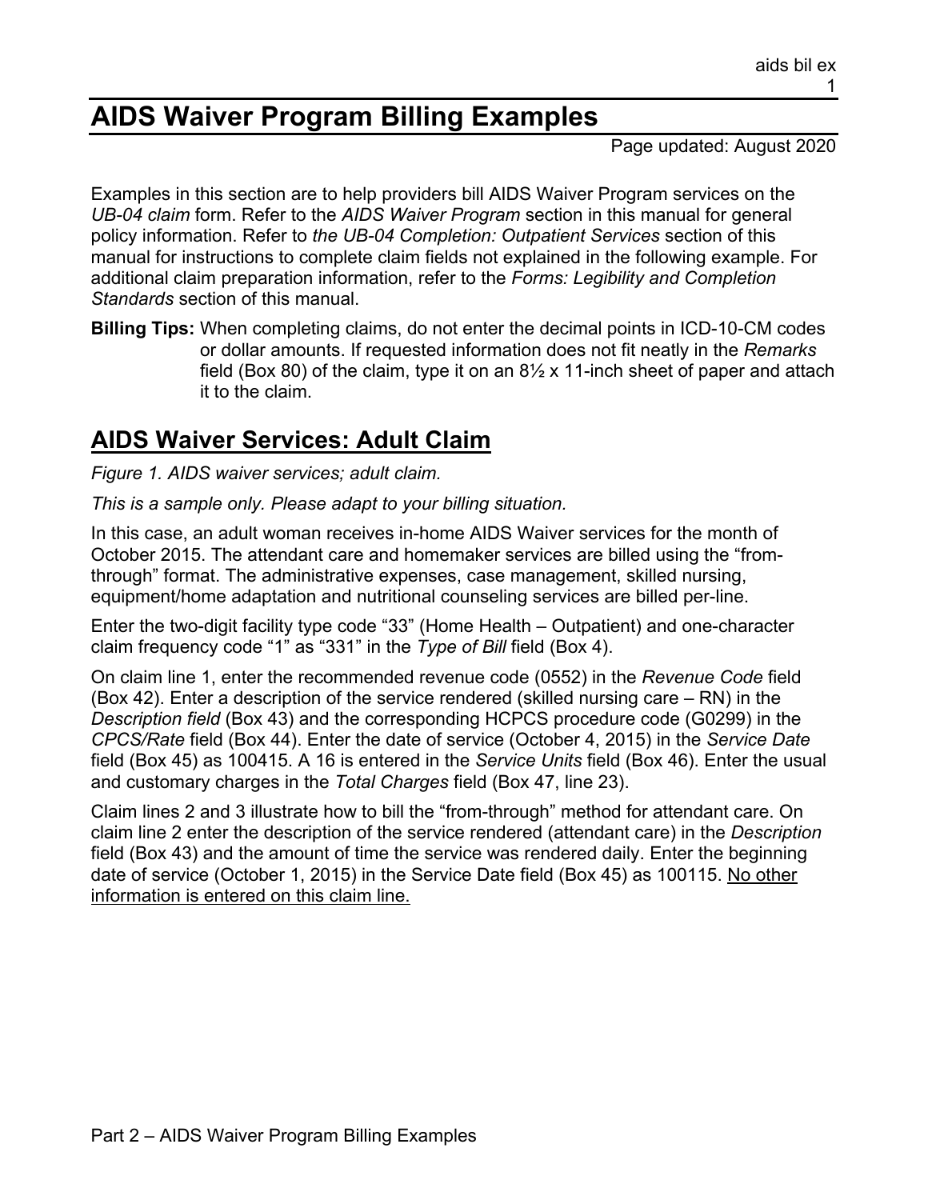# AIDS Waiver Program Billing Examples

Page updated: August 2020

Examples in this section are to help providers bill AIDS Waiver Program services on the *UB-04 claim* form. Refer to the *AIDS Waiver Program* section in this manual for general policy information. Refer to *the UB-04 Completion: Outpatient Services* section of this manual for instructions to complete claim fields not explained in the following example. For additional claim preparation information, refer to the *Forms: Legibility and Completion Standards* section of this manual.

**Billing Tips:** When completing claims, do not enter the decimal points in ICD-10-CM codes or dollar amounts. If requested information does not fit neatly in the *Remarks* field (Box 80) of the claim, type it on an 8½ x 11-inch sheet of paper and attach it to the claim.

## AIDS Waiver Services: Adult Claim

*Figure 1. AIDS waiver services; adult claim.*

*This is a sample only. Please adapt to your billing situation.*

In this case, an adult woman receives in-home AIDS Waiver services for the month of October 2015. The attendant care and homemaker services are billed using the "from-through" format. The administrative expenses, case management, skilled nursing, equipment/home adaptation and nutritional counseling services are billed per-line.

Enter the two-digit facility type code "33" (Home Health – Outpatient) and one-character claim frequency code "1" as "331" in the *Type of Bill* field (Box 4).

On claim line 1, enter the recommended revenue code (0552) in the *Revenue Code* field (Box 42). Enter a description of the service rendered (skilled nursing care – RN) in the *Description field* (Box 43) and the corresponding HCPCS procedure code (G0299) in the *CPCS/Rate* field (Box 44). Enter the date of service (October 4, 2015) in the *Service Date* field (Box 45) as 100415. A 16 is entered in the *Service Units* field (Box 46). Enter the usual and customary charges in the *Total Charges* field (Box 47, line 23).

Claim lines 2 and 3 illustrate how to bill the "from-through" method for attendant care. On claim line 2 enter the description of the service rendered (attendant care) in the *Description* field (Box 43) and the amount of time the service was rendered daily. Enter the beginning date of service (October 1, 2015) in the Service Date field (Box 45) as 100115. <u>No other information is entered on this claim line.</u>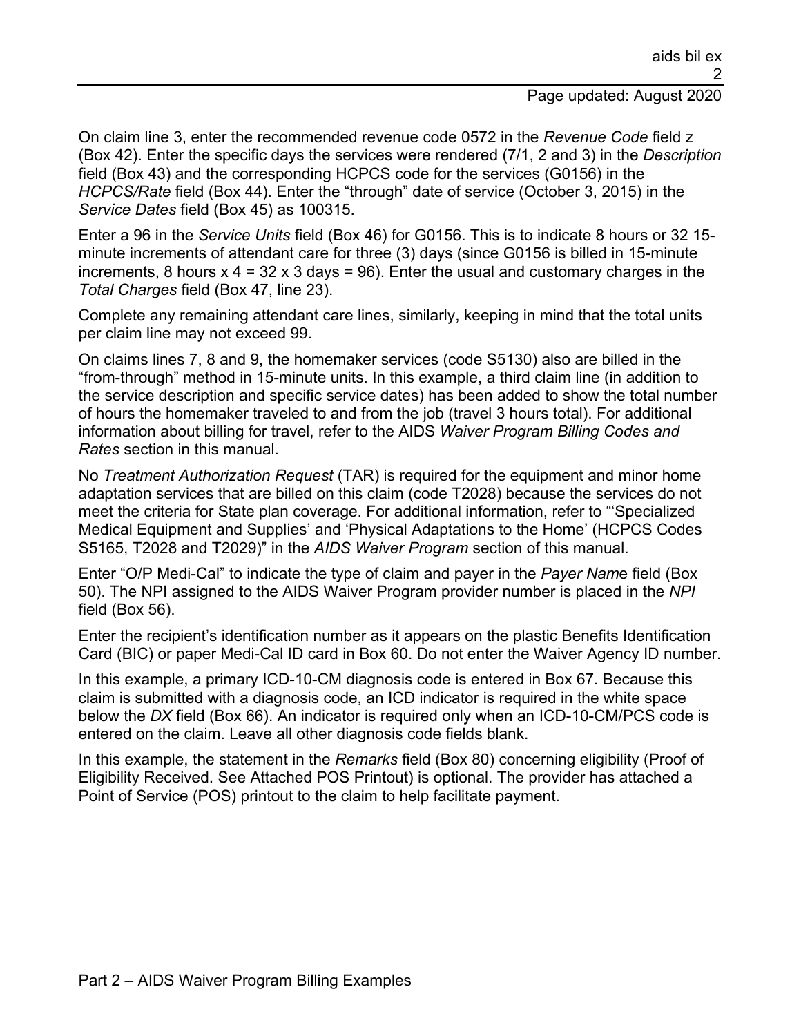On claim line 3, enter the recommended revenue code 0572 in the *Revenue Code* field z (Box 42). Enter the specific days the services were rendered (7/1, 2 and 3) in the *Description* field (Box 43) and the corresponding HCPCS code for the services (G0156) in the *HCPCS/Rate* field (Box 44). Enter the "through" date of service (October 3, 2015) in the *Service Dates* field (Box 45) as 100315.

Enter a 96 in the *Service Units* field (Box 46) for G0156. This is to indicate 8 hours or 32 15-minute increments of attendant care for three (3) days (since G0156 is billed in 15-minute increments, 8 hours x 4 = 32 x 3 days = 96). Enter the usual and customary charges in the *Total Charges* field (Box 47, line 23).

Complete any remaining attendant care lines, similarly, keeping in mind that the total units per claim line may not exceed 99.

On claims lines 7, 8 and 9, the homemaker services (code S5130) also are billed in the "from-through" method in 15-minute units. In this example, a third claim line (in addition to the service description and specific service dates) has been added to show the total number of hours the homemaker traveled to and from the job (travel 3 hours total). For additional information about billing for travel, refer to the AIDS *Waiver Program Billing Codes and Rates* section in this manual.

No *Treatment Authorization Request* (TAR) is required for the equipment and minor home adaptation services that are billed on this claim (code T2028) because the services do not meet the criteria for State plan coverage. For additional information, refer to "'Specialized Medical Equipment and Supplies' and 'Physical Adaptations to the Home' (HCPCS Codes S5165, T2028 and T2029)" in the *AIDS Waiver Program* section of this manual.

Enter "O/P Medi-Cal" to indicate the type of claim and payer in the *Payer Name* field (Box 50). The NPI assigned to the AIDS Waiver Program provider number is placed in the *NPI* field (Box 56).

Enter the recipient's identification number as it appears on the plastic Benefits Identification Card (BIC) or paper Medi-Cal ID card in Box 60. Do not enter the Waiver Agency ID number.

In this example, a primary ICD-10-CM diagnosis code is entered in Box 67. Because this claim is submitted with a diagnosis code, an ICD indicator is required in the white space below the *DX* field (Box 66). An indicator is required only when an ICD-10-CM/PCS code is entered on the claim. Leave all other diagnosis code fields blank.

In this example, the statement in the *Remarks* field (Box 80) concerning eligibility (Proof of Eligibility Received. See Attached POS Printout) is optional. The provider has attached a Point of Service (POS) printout to the claim to help facilitate payment.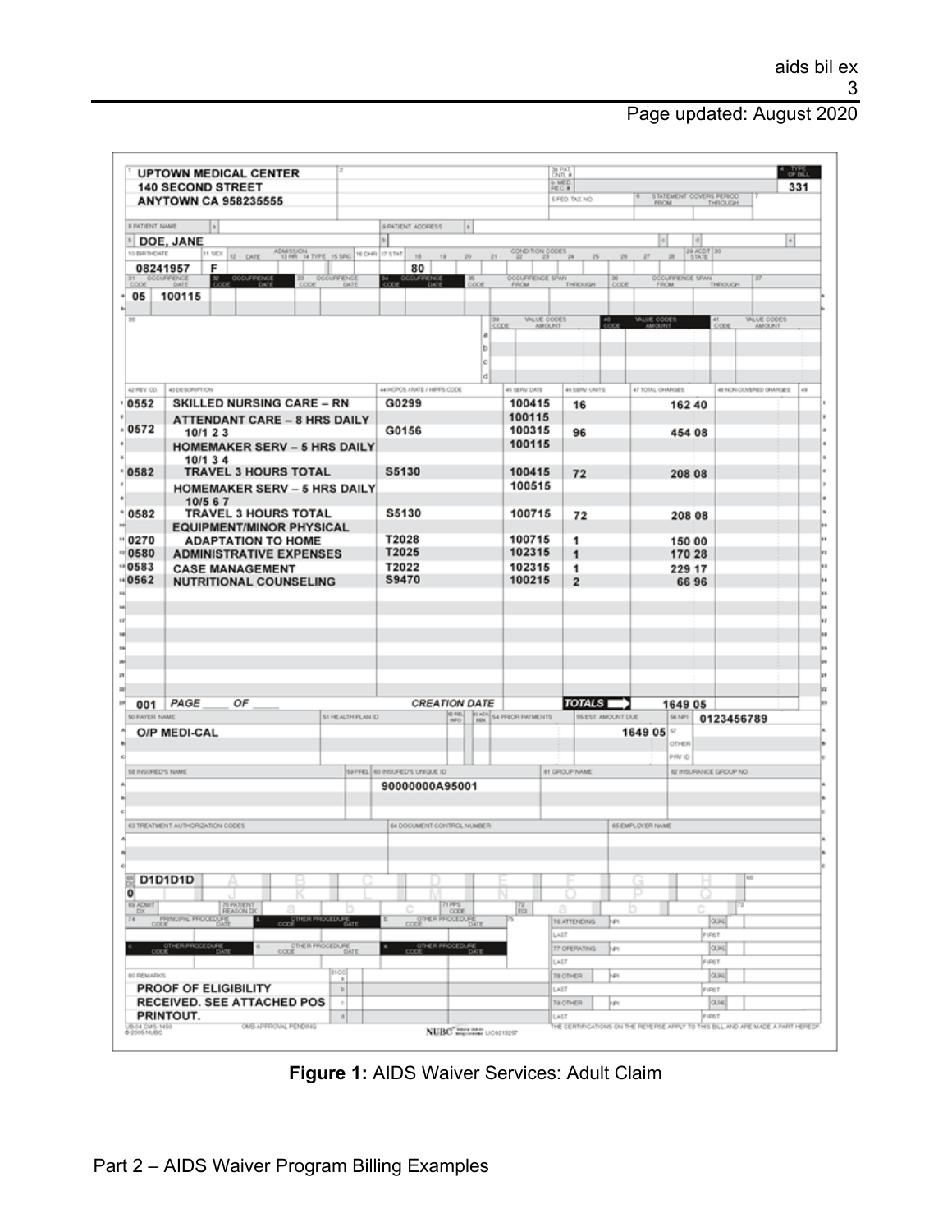UPTOWN MEDICAL CENTER
140 SECOND STREET
ANYTOWN CA 958235555

TYPE OF BILL: 331

PATIENT NAME: DOE, JANE

BIRTHDATE: 08241957 | SEX: F | STAT: 80

OCCURRENCE CODE: 05 | DATE: 100115

| 42 REV. CD. | 43 DESCRIPTION | 44 HCPCS / RATE / HIPPS CODE | 45 SERV. DATE | 46 SERV. UNITS | 47 TOTAL CHARGES |
|---|---|---|---|---|---|
| 0552 | SKILLED NURSING CARE – RN | G0299 | 100415 | 16 | 162 40 |
| | ATTENDANT CARE – 8 HRS DAILY | | 100115 | | |
| 0572 | 10/1 2 3 | G0156 | 100315 | 96 | 454 08 |
| | HOMEMAKER SERV – 5 HRS DAILY | | 100115 | | |
| | 10/1 3 4 | | | | |
| 0582 | TRAVEL 3 HOURS TOTAL | S5130 | 100415 | 72 | 208 08 |
| | HOMEMAKER SERV – 5 HRS DAILY | | 100515 | | |
| | 10/5 6 7 | | | | |
| 0582 | TRAVEL 3 HOURS TOTAL | S5130 | 100715 | 72 | 208 08 |
| | EQUIPMENT/MINOR PHYSICAL | | | | |
| 0270 | ADAPTATION TO HOME | T2028 | 100715 | 1 | 150 00 |
| 0580 | ADMINISTRATIVE EXPENSES | T2025 | 102315 | 1 | 170 28 |
| 0583 | CASE MANAGEMENT | T2022 | 102315 | 1 | 229 17 |
| 0562 | NUTRITIONAL COUNSELING | S9470 | 100215 | 2 | 66 96 |
| 001 | PAGE ___ OF ___ | CREATION DATE | | TOTALS | 1649 05 |

50 PAYER NAME: O/P MEDI-CAL | 55 EST. AMOUNT DUE: 1649 05 | 56 NPI: 0123456789

60 INSURED'S UNIQUE ID: 90000000A95001

66 DX: 0 | D1D1D1D

80 REMARKS: PROOF OF ELIGIBILITY RECEIVED. SEE ATTACHED POS PRINTOUT.

**Figure 1:** AIDS Waiver Services: Adult Claim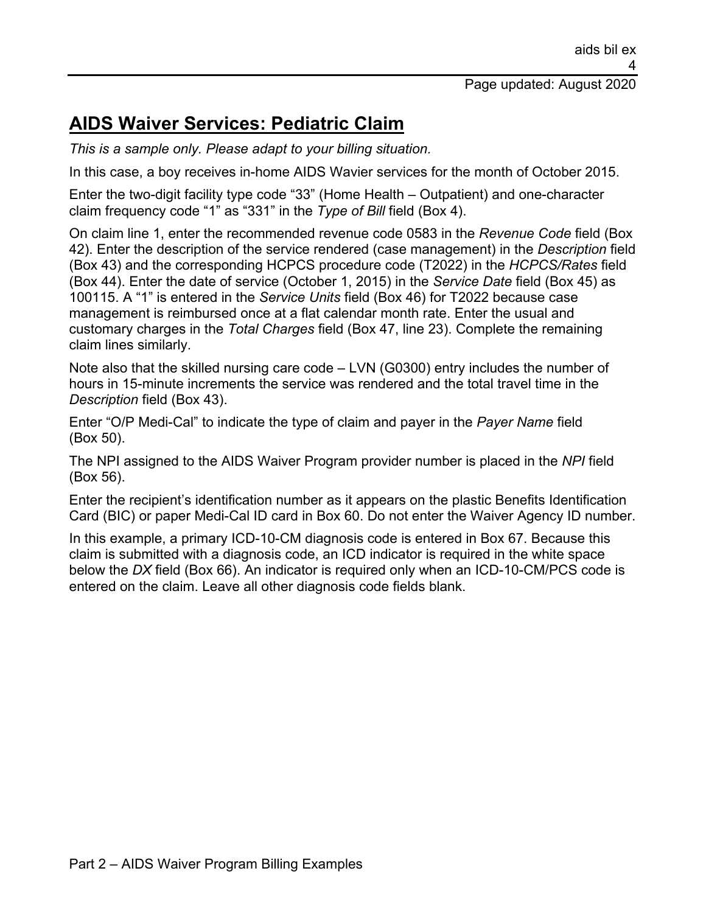## AIDS Waiver Services: Pediatric Claim

*This is a sample only. Please adapt to your billing situation.*

In this case, a boy receives in-home AIDS Wavier services for the month of October 2015.

Enter the two-digit facility type code "33" (Home Health – Outpatient) and one-character claim frequency code "1" as "331" in the *Type of Bill* field (Box 4).

On claim line 1, enter the recommended revenue code 0583 in the *Revenue Code* field (Box 42). Enter the description of the service rendered (case management) in the *Description* field (Box 43) and the corresponding HCPCS procedure code (T2022) in the *HCPCS/Rates* field (Box 44). Enter the date of service (October 1, 2015) in the *Service Date* field (Box 45) as 100115. A "1" is entered in the *Service Units* field (Box 46) for T2022 because case management is reimbursed once at a flat calendar month rate. Enter the usual and customary charges in the *Total Charges* field (Box 47, line 23). Complete the remaining claim lines similarly.

Note also that the skilled nursing care code – LVN (G0300) entry includes the number of hours in 15-minute increments the service was rendered and the total travel time in the *Description* field (Box 43).

Enter "O/P Medi-Cal" to indicate the type of claim and payer in the *Payer Name* field (Box 50).

The NPI assigned to the AIDS Waiver Program provider number is placed in the *NPI* field (Box 56).

Enter the recipient's identification number as it appears on the plastic Benefits Identification Card (BIC) or paper Medi-Cal ID card in Box 60. Do not enter the Waiver Agency ID number.

In this example, a primary ICD-10-CM diagnosis code is entered in Box 67. Because this claim is submitted with a diagnosis code, an ICD indicator is required in the white space below the *DX* field (Box 66). An indicator is required only when an ICD-10-CM/PCS code is entered on the claim. Leave all other diagnosis code fields blank.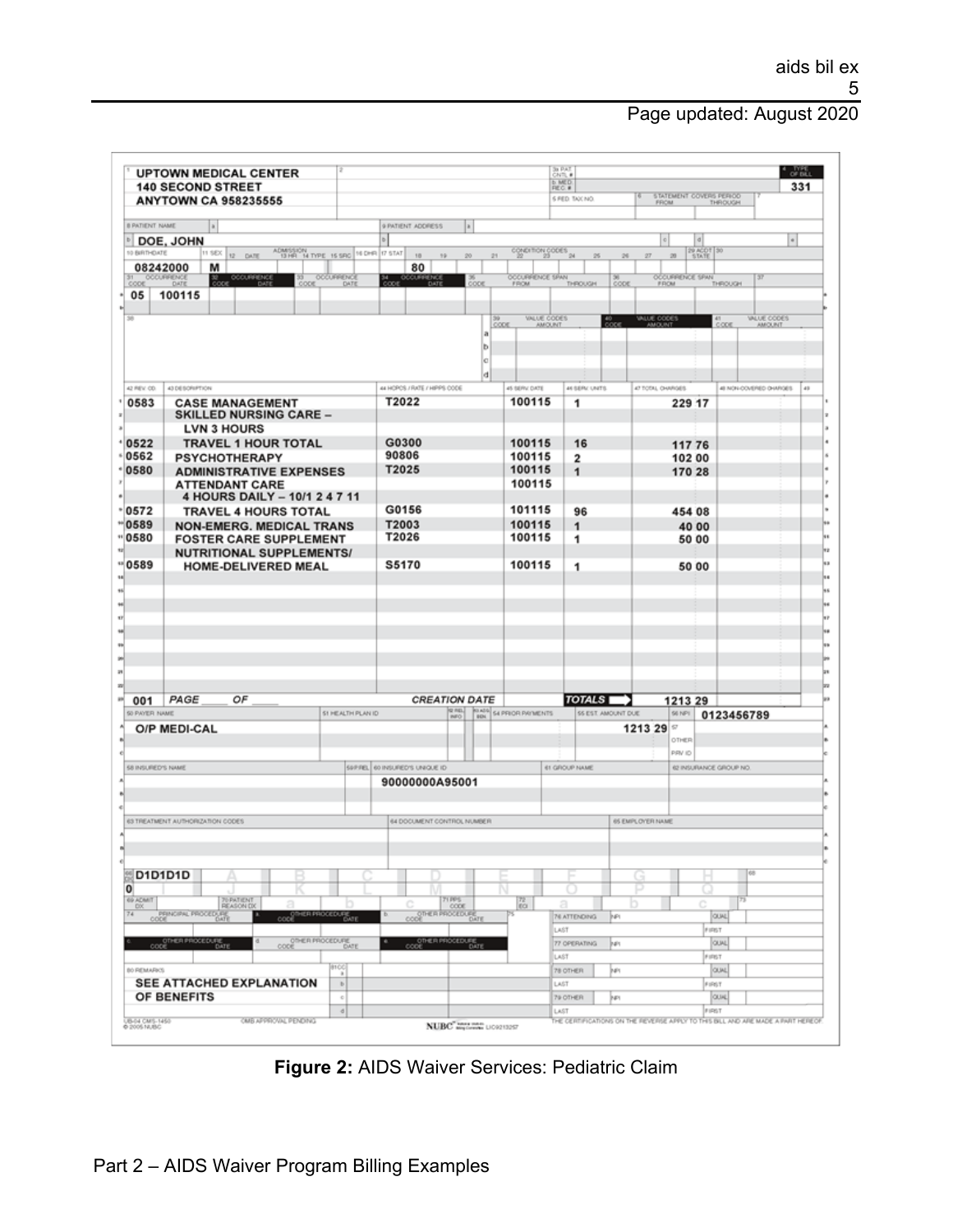| | | | | | | | |
|---|---|---|---|---|---|---|---|
| 1 UPTOWN MEDICAL CENTER<br>140 SECOND STREET<br>ANYTOWN CA 958235555 | | | | | | 4 TYPE OF BILL | 331 |
| 8 PATIENT NAME | DOE, JOHN | | | | | | |
| 10 BIRTHDATE | 08242000 | 11 SEX | M | 17 STAT | 80 | | |
| 31 OCCURRENCE CODE | 05 | DATE | 100115 | | | | |

| 42 REV. CD. | 43 DESCRIPTION | 44 HCPCS / RATE / HIPPS CODE | 45 SERV. DATE | 46 SERV. UNITS | 47 TOTAL CHARGES |
|---|---|---|---|---|---|
| 0583 | CASE MANAGEMENT | T2022 | 100115 | 1 | 229 17 |
| | SKILLED NURSING CARE – LVN 3 HOURS | | | | |
| 0522 | TRAVEL 1 HOUR TOTAL | G0300 | 100115 | 16 | 117 76 |
| 0562 | PSYCHOTHERAPY | 90806 | 100115 | 2 | 102 00 |
| 0580 | ADMINISTRATIVE EXPENSES | T2025 | 100115 | 1 | 170 28 |
| | ATTENDANT CARE 4 HOURS DAILY – 10/1 2 4 7 11 | | 100115 | | |
| 0572 | TRAVEL 4 HOURS TOTAL | G0156 | 101115 | 96 | 454 08 |
| 0589 | NON-EMERG. MEDICAL TRANS | T2003 | 100115 | 1 | 40 00 |
| 0580 | FOSTER CARE SUPPLEMENT | T2026 | 100115 | 1 | 50 00 |
| 0589 | NUTRITIONAL SUPPLEMENTS/ HOME-DELIVERED MEAL | S5170 | 100115 | 1 | 50 00 |
| 001 | PAGE ___ OF ___ | CREATION DATE | | TOTALS | 1213 29 |

| 50 PAYER NAME | 55 EST. AMOUNT DUE | 56 NPI |
|---|---|---|
| O/P MEDI-CAL | 1213 29 | 0123456789 |

| 60 INSURED'S UNIQUE ID |
|---|
| 90000000A95001 |

| 66 DX | D1D1D1D |
|---|---|
| | 0 |

80 REMARKS: SEE ATTACHED EXPLANATION OF BENEFITS

UB-04 CMS-1450 © 2005 NUBC — OMB APPROVAL PENDING — NUBC LIC9213257 — THE CERTIFICATIONS ON THE REVERSE APPLY TO THIS BILL AND ARE MADE A PART HEREOF.

**Figure 2:** AIDS Waiver Services: Pediatric Claim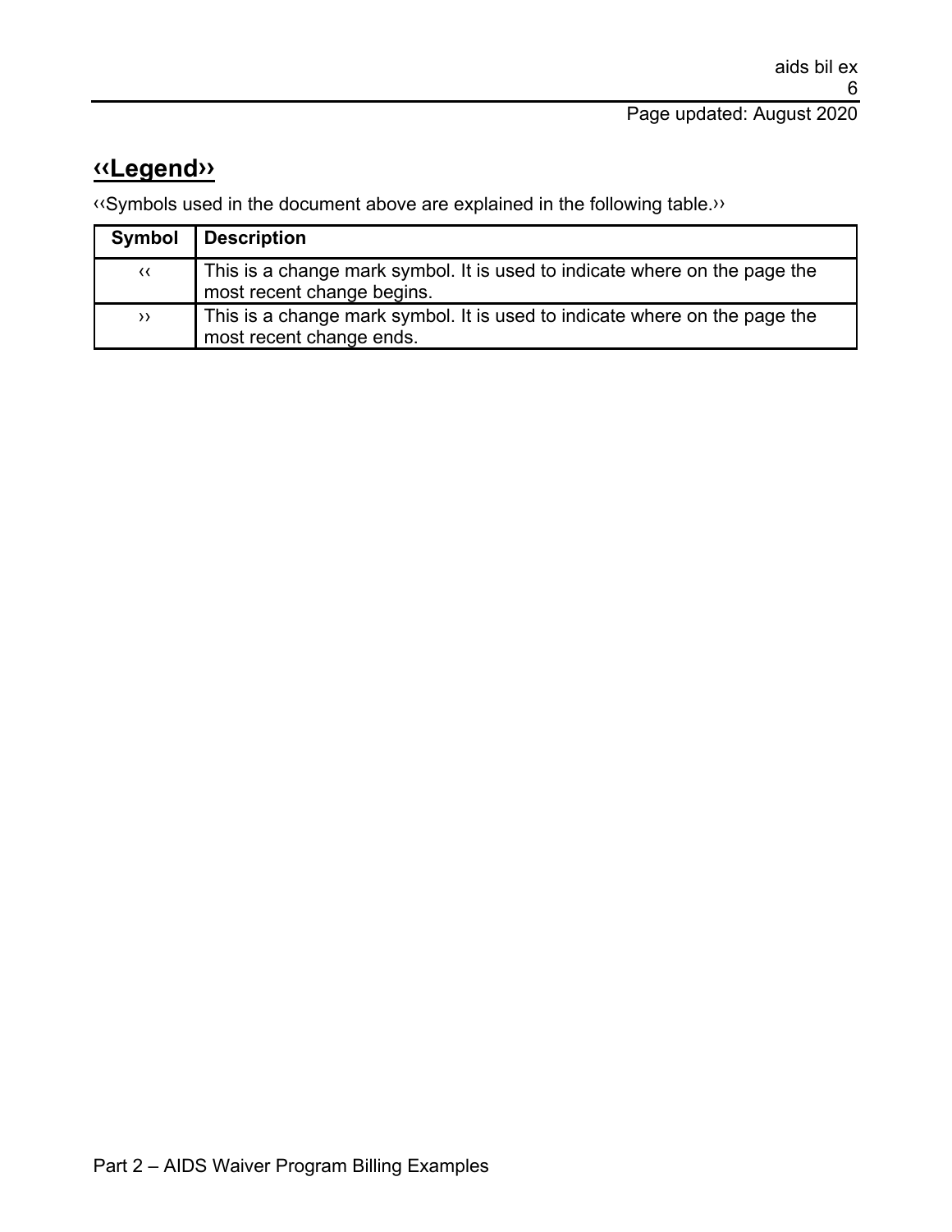## ‹‹Legend››

‹‹Symbols used in the document above are explained in the following table.››

| Symbol | Description |
| --- | --- |
| ‹‹ | This is a change mark symbol. It is used to indicate where on the page the most recent change begins. |
| ›› | This is a change mark symbol. It is used to indicate where on the page the most recent change ends. |